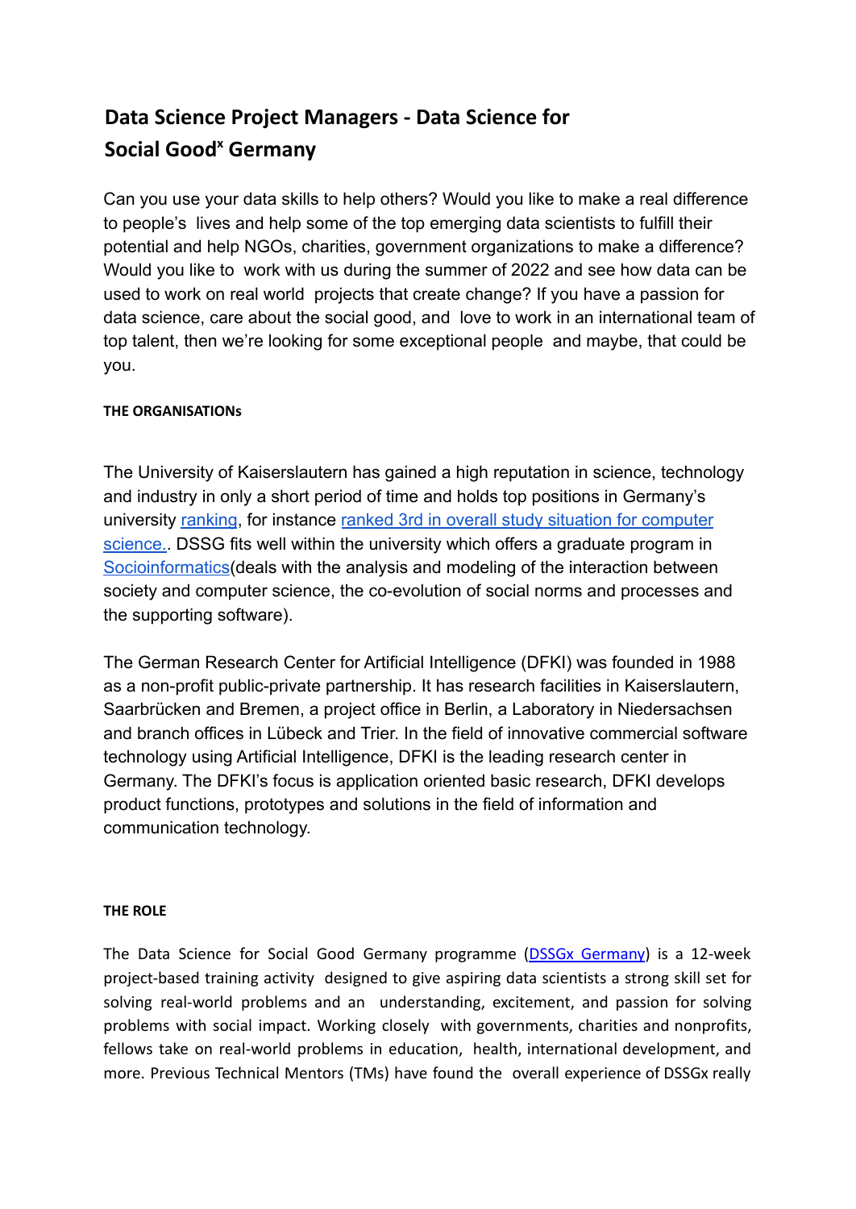# Data Science Project Managers - Data Science for Social Good$^x$ Germany

Can you use your data skills to help others? Would you like to make a real difference to people's lives and help some of the top emerging data scientists to fulfill their potential and help NGOs, charities, government organizations to make a difference? Would you like to work with us during the summer of 2022 and see how data can be used to work on real world projects that create change? If you have a passion for data science, care about the social good, and love to work in an international team of top talent, then we're looking for some exceptional people and maybe, that could be you.

**THE ORGANISATIONs**

The University of Kaiserslautern has gained a high reputation in science, technology and industry in only a short period of time and holds top positions in Germany's university ranking, for instance ranked 3rd in overall study situation for computer science.. DSSG fits well within the university which offers a graduate program in Socioinformatics(deals with the analysis and modeling of the interaction between society and computer science, the co-evolution of social norms and processes and the supporting software).

The German Research Center for Artificial Intelligence (DFKI) was founded in 1988 as a non-profit public-private partnership. It has research facilities in Kaiserslautern, Saarbrücken and Bremen, a project office in Berlin, a Laboratory in Niedersachsen and branch offices in Lübeck and Trier. In the field of innovative commercial software technology using Artificial Intelligence, DFKI is the leading research center in Germany. The DFKI's focus is application oriented basic research, DFKI develops product functions, prototypes and solutions in the field of information and communication technology.

**THE ROLE**

The Data Science for Social Good Germany programme (DSSGx Germany) is a 12-week project-based training activity designed to give aspiring data scientists a strong skill set for solving real-world problems and an understanding, excitement, and passion for solving problems with social impact. Working closely with governments, charities and nonprofits, fellows take on real-world problems in education, health, international development, and more. Previous Technical Mentors (TMs) have found the overall experience of DSSGx really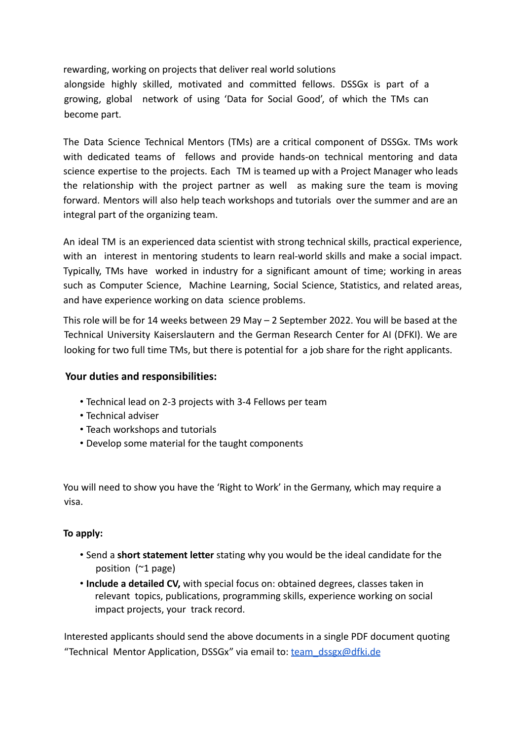rewarding, working on projects that deliver real world solutions alongside highly skilled, motivated and committed fellows. DSSGx is part of a growing, global network of using 'Data for Social Good', of which the TMs can become part.

The Data Science Technical Mentors (TMs) are a critical component of DSSGx. TMs work with dedicated teams of fellows and provide hands-on technical mentoring and data science expertise to the projects. Each TM is teamed up with a Project Manager who leads the relationship with the project partner as well as making sure the team is moving forward. Mentors will also help teach workshops and tutorials over the summer and are an integral part of the organizing team.

An ideal TM is an experienced data scientist with strong technical skills, practical experience, with an interest in mentoring students to learn real-world skills and make a social impact. Typically, TMs have worked in industry for a significant amount of time; working in areas such as Computer Science, Machine Learning, Social Science, Statistics, and related areas, and have experience working on data science problems.

This role will be for 14 weeks between 29 May – 2 September 2022. You will be based at the Technical University Kaiserslautern and the German Research Center for AI (DFKI). We are looking for two full time TMs, but there is potential for a job share for the right applicants.

**Your duties and responsibilities:**

- Technical lead on 2-3 projects with 3-4 Fellows per team
- Technical adviser
- Teach workshops and tutorials
- Develop some material for the taught components

You will need to show you have the 'Right to Work' in the Germany, which may require a visa.

**To apply:**

- Send a **short statement letter** stating why you would be the ideal candidate for the position (~1 page)
- **Include a detailed CV,** with special focus on: obtained degrees, classes taken in relevant topics, publications, programming skills, experience working on social impact projects, your track record.

Interested applicants should send the above documents in a single PDF document quoting "Technical Mentor Application, DSSGx" via email to: team_dssgx@dfki.de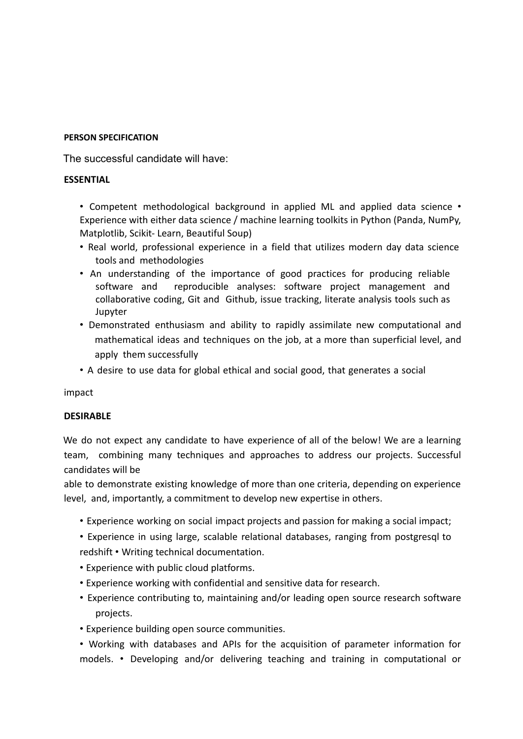**PERSON SPECIFICATION**

The successful candidate will have:

**ESSENTIAL**

- Competent methodological background in applied ML and applied data science • Experience with either data science / machine learning toolkits in Python (Panda, NumPy, Matplotlib, Scikit- Learn, Beautiful Soup)
- Real world, professional experience in a field that utilizes modern day data science tools and methodologies
- An understanding of the importance of good practices for producing reliable software and reproducible analyses: software project management and collaborative coding, Git and Github, issue tracking, literate analysis tools such as Jupyter
- Demonstrated enthusiasm and ability to rapidly assimilate new computational and mathematical ideas and techniques on the job, at a more than superficial level, and apply them successfully
- A desire to use data for global ethical and social good, that generates a social

impact

**DESIRABLE**

We do not expect any candidate to have experience of all of the below! We are a learning team, combining many techniques and approaches to address our projects. Successful candidates will be
able to demonstrate existing knowledge of more than one criteria, depending on experience level, and, importantly, a commitment to develop new expertise in others.

- Experience working on social impact projects and passion for making a social impact;
- Experience in using large, scalable relational databases, ranging from postgresql to redshift • Writing technical documentation.
- Experience with public cloud platforms.
- Experience working with confidential and sensitive data for research.
- Experience contributing to, maintaining and/or leading open source research software projects.
- Experience building open source communities.
- Working with databases and APIs for the acquisition of parameter information for models. • Developing and/or delivering teaching and training in computational or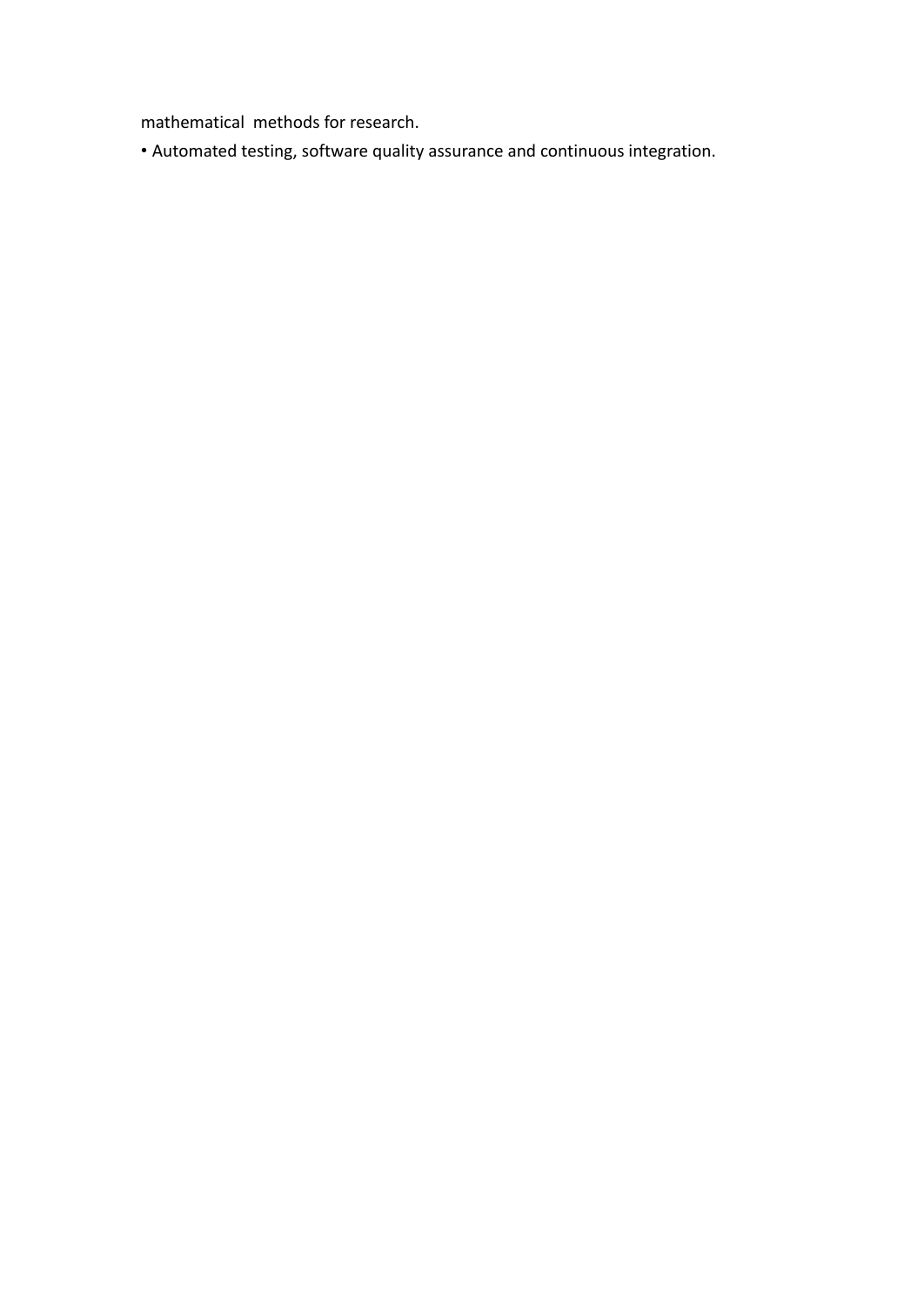mathematical methods for research.

- Automated testing, software quality assurance and continuous integration.